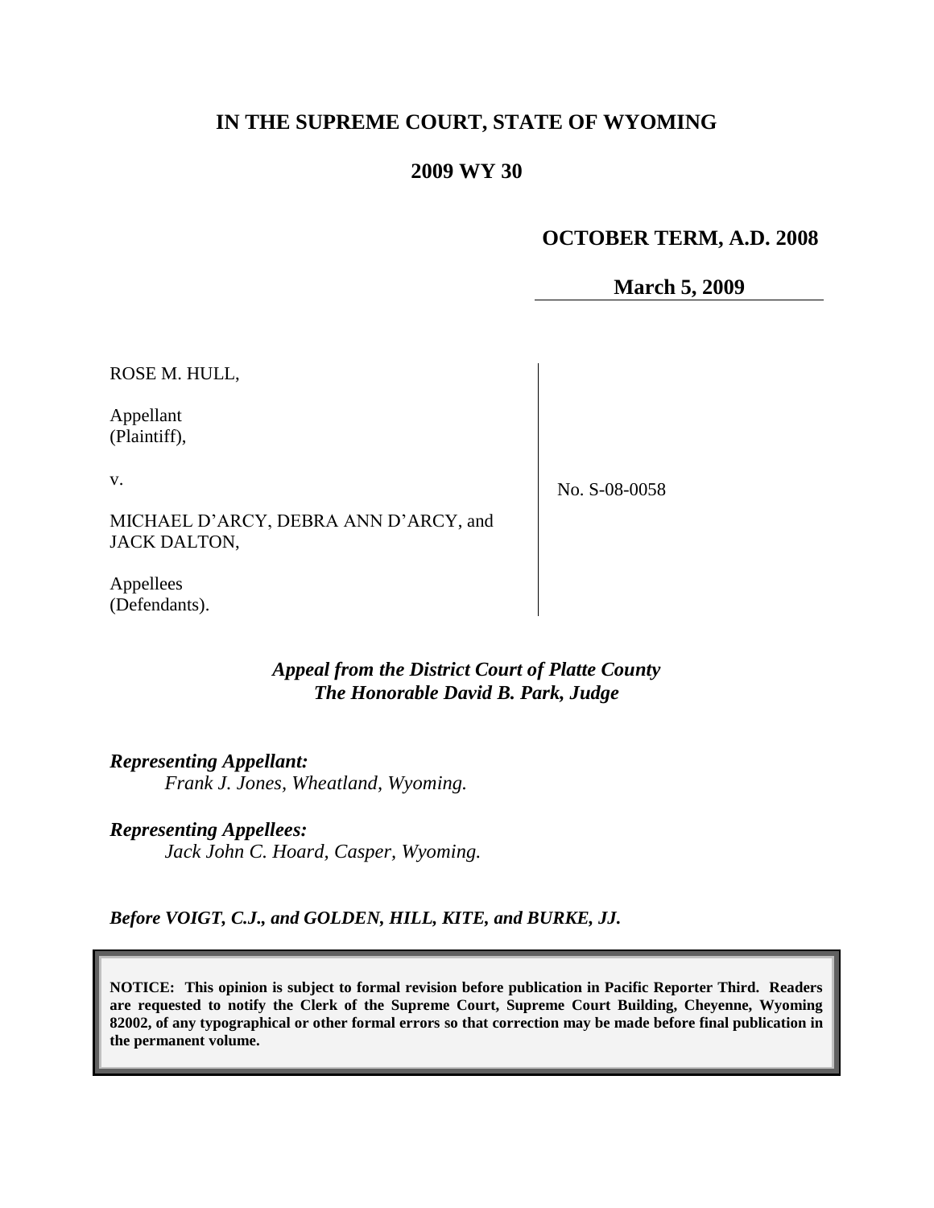# IN THE SUPREME COURT, STATE OF WYOMING

## 2009 WY 30

**OCTOBER TERM, A.D. 2008**

**March 5, 2009**

| | |
|---|---|
| ROSE M. HULL,<br><br>Appellant<br>(Plaintiff),<br><br>v.<br><br>MICHAEL D'ARCY, DEBRA ANN D'ARCY, and JACK DALTON,<br><br>Appellees<br>(Defendants). | No. S-08-0058 |

***Appeal from the District Court of Platte County***
***The Honorable David B. Park, Judge***

***Representing Appellant:***
*Frank J. Jones, Wheatland, Wyoming.*

***Representing Appellees:***
*Jack John C. Hoard, Casper, Wyoming.*

***Before VOIGT, C.J., and GOLDEN, HILL, KITE, and BURKE, JJ.***

**NOTICE: This opinion is subject to formal revision before publication in Pacific Reporter Third. Readers are requested to notify the Clerk of the Supreme Court, Supreme Court Building, Cheyenne, Wyoming 82002, of any typographical or other formal errors so that correction may be made before final publication in the permanent volume.**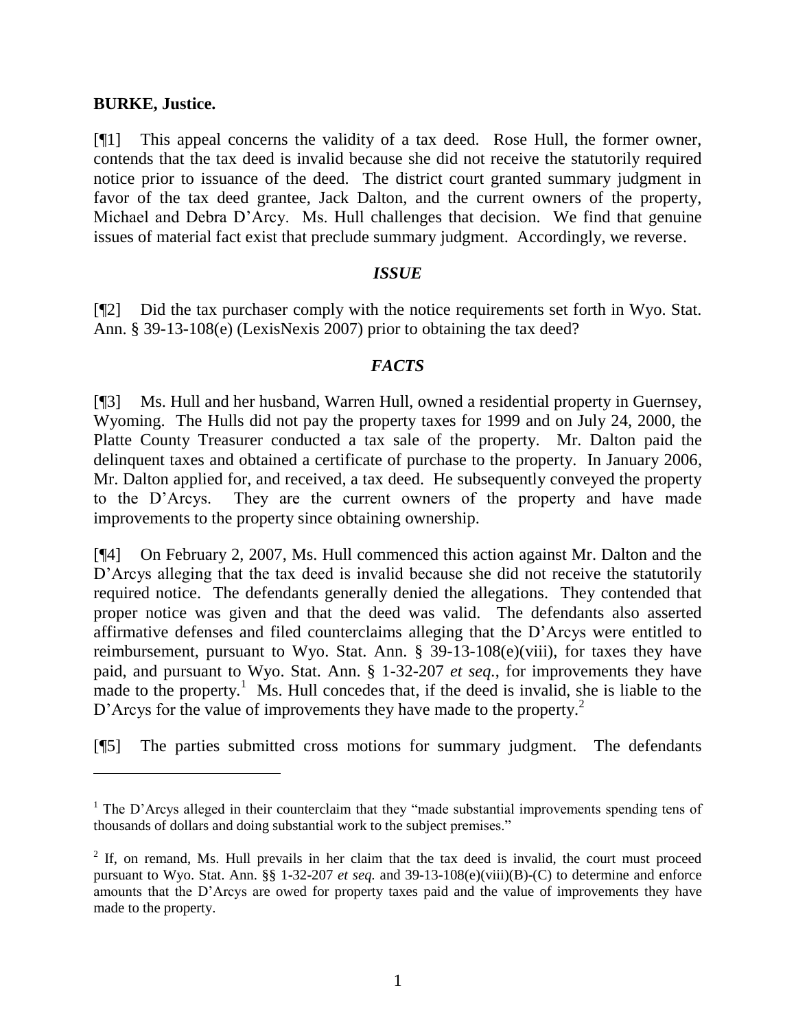**BURKE, Justice.**

[¶1] This appeal concerns the validity of a tax deed. Rose Hull, the former owner, contends that the tax deed is invalid because she did not receive the statutorily required notice prior to issuance of the deed. The district court granted summary judgment in favor of the tax deed grantee, Jack Dalton, and the current owners of the property, Michael and Debra D'Arcy. Ms. Hull challenges that decision. We find that genuine issues of material fact exist that preclude summary judgment. Accordingly, we reverse.

### *ISSUE*

[¶2] Did the tax purchaser comply with the notice requirements set forth in Wyo. Stat. Ann. § 39-13-108(e) (LexisNexis 2007) prior to obtaining the tax deed?

### *FACTS*

[¶3] Ms. Hull and her husband, Warren Hull, owned a residential property in Guernsey, Wyoming. The Hulls did not pay the property taxes for 1999 and on July 24, 2000, the Platte County Treasurer conducted a tax sale of the property. Mr. Dalton paid the delinquent taxes and obtained a certificate of purchase to the property. In January 2006, Mr. Dalton applied for, and received, a tax deed. He subsequently conveyed the property to the D'Arcys. They are the current owners of the property and have made improvements to the property since obtaining ownership.

[¶4] On February 2, 2007, Ms. Hull commenced this action against Mr. Dalton and the D'Arcys alleging that the tax deed is invalid because she did not receive the statutorily required notice. The defendants generally denied the allegations. They contended that proper notice was given and that the deed was valid. The defendants also asserted affirmative defenses and filed counterclaims alleging that the D'Arcys were entitled to reimbursement, pursuant to Wyo. Stat. Ann. § 39-13-108(e)(viii), for taxes they have paid, and pursuant to Wyo. Stat. Ann. § 1-32-207 *et seq.*, for improvements they have made to the property.[1] Ms. Hull concedes that, if the deed is invalid, she is liable to the D'Arcys for the value of improvements they have made to the property.[2]

[¶5] The parties submitted cross motions for summary judgment. The defendants

---

[1] The D'Arcys alleged in their counterclaim that they "made substantial improvements spending tens of thousands of dollars and doing substantial work to the subject premises."

[2] If, on remand, Ms. Hull prevails in her claim that the tax deed is invalid, the court must proceed pursuant to Wyo. Stat. Ann. §§ 1-32-207 *et seq.* and 39-13-108(e)(viii)(B)-(C) to determine and enforce amounts that the D'Arcys are owed for property taxes paid and the value of improvements they have made to the property.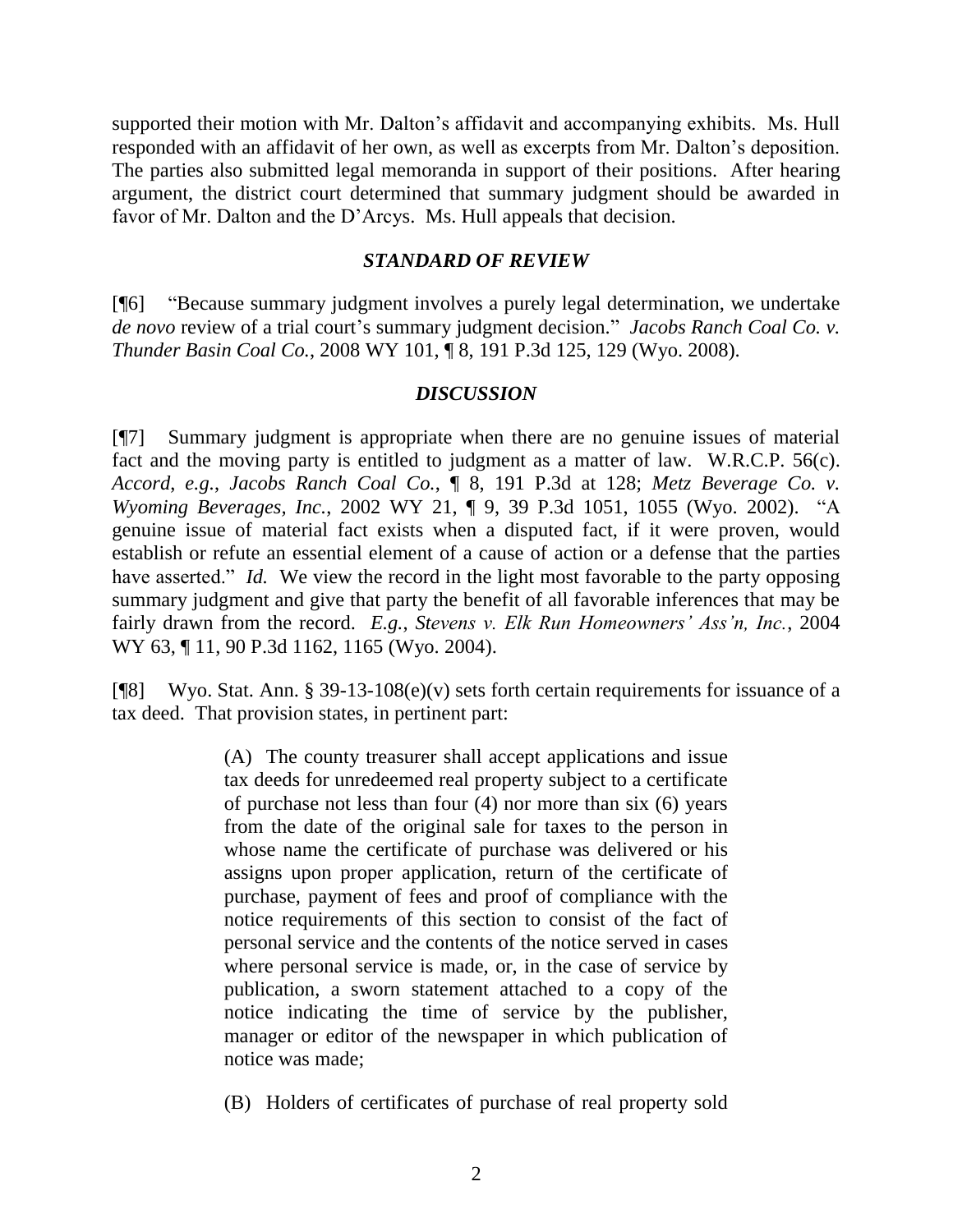supported their motion with Mr. Dalton's affidavit and accompanying exhibits. Ms. Hull responded with an affidavit of her own, as well as excerpts from Mr. Dalton's deposition. The parties also submitted legal memoranda in support of their positions. After hearing argument, the district court determined that summary judgment should be awarded in favor of Mr. Dalton and the D'Arcys. Ms. Hull appeals that decision.

### *STANDARD OF REVIEW*

[¶6] "Because summary judgment involves a purely legal determination, we undertake *de novo* review of a trial court's summary judgment decision." *Jacobs Ranch Coal Co. v. Thunder Basin Coal Co.*, 2008 WY 101, ¶ 8, 191 P.3d 125, 129 (Wyo. 2008).

### *DISCUSSION*

[¶7] Summary judgment is appropriate when there are no genuine issues of material fact and the moving party is entitled to judgment as a matter of law. W.R.C.P. 56(c). *Accord*, *e.g.*, *Jacobs Ranch Coal Co.*, ¶ 8, 191 P.3d at 128; *Metz Beverage Co. v. Wyoming Beverages, Inc.*, 2002 WY 21, ¶ 9, 39 P.3d 1051, 1055 (Wyo. 2002). "A genuine issue of material fact exists when a disputed fact, if it were proven, would establish or refute an essential element of a cause of action or a defense that the parties have asserted." *Id.* We view the record in the light most favorable to the party opposing summary judgment and give that party the benefit of all favorable inferences that may be fairly drawn from the record. *E.g.*, *Stevens v. Elk Run Homeowners' Ass'n, Inc.*, 2004 WY 63, ¶ 11, 90 P.3d 1162, 1165 (Wyo. 2004).

[¶8] Wyo. Stat. Ann. § 39-13-108(e)(v) sets forth certain requirements for issuance of a tax deed. That provision states, in pertinent part:

> (A) The county treasurer shall accept applications and issue tax deeds for unredeemed real property subject to a certificate of purchase not less than four (4) nor more than six (6) years from the date of the original sale for taxes to the person in whose name the certificate of purchase was delivered or his assigns upon proper application, return of the certificate of purchase, payment of fees and proof of compliance with the notice requirements of this section to consist of the fact of personal service and the contents of the notice served in cases where personal service is made, or, in the case of service by publication, a sworn statement attached to a copy of the notice indicating the time of service by the publisher, manager or editor of the newspaper in which publication of notice was made;
>
> (B) Holders of certificates of purchase of real property sold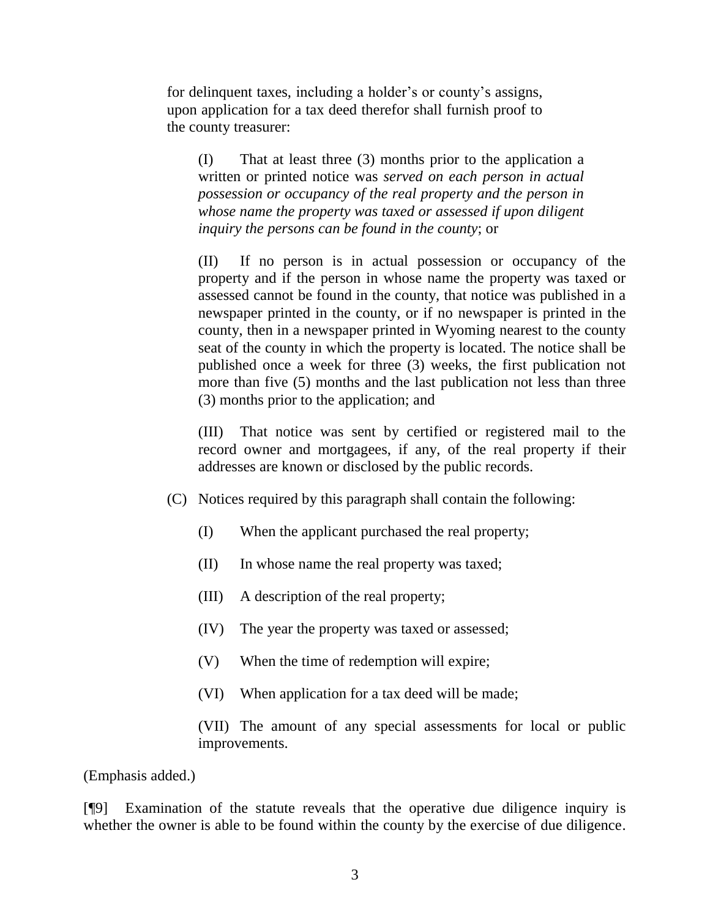for delinquent taxes, including a holder's or county's assigns, upon application for a tax deed therefor shall furnish proof to the county treasurer:

> (I) That at least three (3) months prior to the application a written or printed notice was *served on each person in actual possession or occupancy of the real property and the person in whose name the property was taxed or assessed if upon diligent inquiry the persons can be found in the county*; or
>
> (II) If no person is in actual possession or occupancy of the property and if the person in whose name the property was taxed or assessed cannot be found in the county, that notice was published in a newspaper printed in the county, or if no newspaper is printed in the county, then in a newspaper printed in Wyoming nearest to the county seat of the county in which the property is located. The notice shall be published once a week for three (3) weeks, the first publication not more than five (5) months and the last publication not less than three (3) months prior to the application; and
>
> (III) That notice was sent by certified or registered mail to the record owner and mortgagees, if any, of the real property if their addresses are known or disclosed by the public records.

(C) Notices required by this paragraph shall contain the following:

> (I) When the applicant purchased the real property;
>
> (II) In whose name the real property was taxed;
>
> (III) A description of the real property;
>
> (IV) The year the property was taxed or assessed;
>
> (V) When the time of redemption will expire;
>
> (VI) When application for a tax deed will be made;
>
> (VII) The amount of any special assessments for local or public improvements.

(Emphasis added.)

[¶9] Examination of the statute reveals that the operative due diligence inquiry is whether the owner is able to be found within the county by the exercise of due diligence.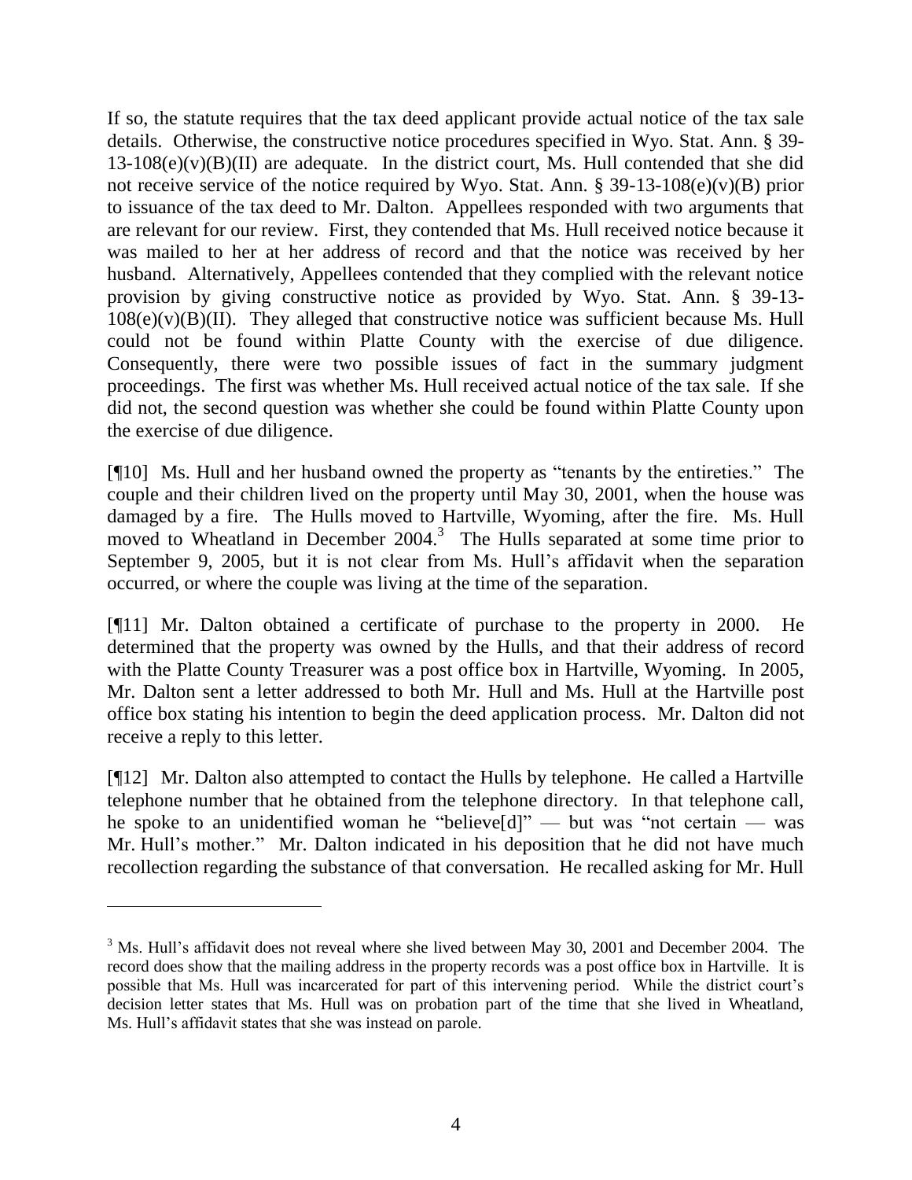If so, the statute requires that the tax deed applicant provide actual notice of the tax sale details. Otherwise, the constructive notice procedures specified in Wyo. Stat. Ann. § 39-13-108(e)(v)(B)(II) are adequate. In the district court, Ms. Hull contended that she did not receive service of the notice required by Wyo. Stat. Ann. § 39-13-108(e)(v)(B) prior to issuance of the tax deed to Mr. Dalton. Appellees responded with two arguments that are relevant for our review. First, they contended that Ms. Hull received notice because it was mailed to her at her address of record and that the notice was received by her husband. Alternatively, Appellees contended that they complied with the relevant notice provision by giving constructive notice as provided by Wyo. Stat. Ann. § 39-13-108(e)(v)(B)(II). They alleged that constructive notice was sufficient because Ms. Hull could not be found within Platte County with the exercise of due diligence. Consequently, there were two possible issues of fact in the summary judgment proceedings. The first was whether Ms. Hull received actual notice of the tax sale. If she did not, the second question was whether she could be found within Platte County upon the exercise of due diligence.

[¶10] Ms. Hull and her husband owned the property as "tenants by the entireties." The couple and their children lived on the property until May 30, 2001, when the house was damaged by a fire. The Hulls moved to Hartville, Wyoming, after the fire. Ms. Hull moved to Wheatland in December 2004.[3] The Hulls separated at some time prior to September 9, 2005, but it is not clear from Ms. Hull's affidavit when the separation occurred, or where the couple was living at the time of the separation.

[¶11] Mr. Dalton obtained a certificate of purchase to the property in 2000. He determined that the property was owned by the Hulls, and that their address of record with the Platte County Treasurer was a post office box in Hartville, Wyoming. In 2005, Mr. Dalton sent a letter addressed to both Mr. Hull and Ms. Hull at the Hartville post office box stating his intention to begin the deed application process. Mr. Dalton did not receive a reply to this letter.

[¶12] Mr. Dalton also attempted to contact the Hulls by telephone. He called a Hartville telephone number that he obtained from the telephone directory. In that telephone call, he spoke to an unidentified woman he "believe[d]" — but was "not certain — was Mr. Hull's mother." Mr. Dalton indicated in his deposition that he did not have much recollection regarding the substance of that conversation. He recalled asking for Mr. Hull

---

[3] Ms. Hull's affidavit does not reveal where she lived between May 30, 2001 and December 2004. The record does show that the mailing address in the property records was a post office box in Hartville. It is possible that Ms. Hull was incarcerated for part of this intervening period. While the district court's decision letter states that Ms. Hull was on probation part of the time that she lived in Wheatland, Ms. Hull's affidavit states that she was instead on parole.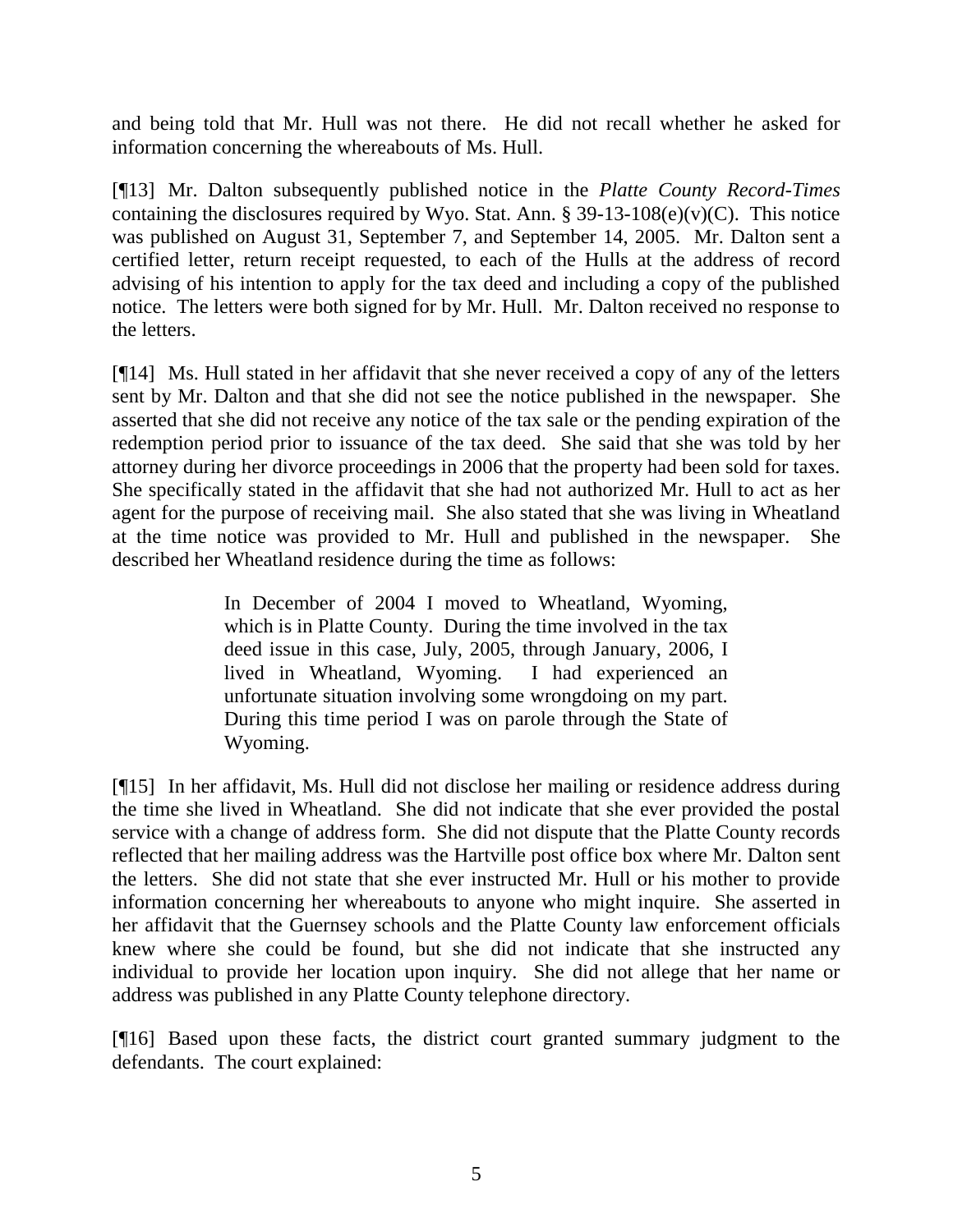and being told that Mr. Hull was not there. He did not recall whether he asked for information concerning the whereabouts of Ms. Hull.

[¶13] Mr. Dalton subsequently published notice in the *Platte County Record-Times* containing the disclosures required by Wyo. Stat. Ann. § 39-13-108(e)(v)(C). This notice was published on August 31, September 7, and September 14, 2005. Mr. Dalton sent a certified letter, return receipt requested, to each of the Hulls at the address of record advising of his intention to apply for the tax deed and including a copy of the published notice. The letters were both signed for by Mr. Hull. Mr. Dalton received no response to the letters.

[¶14] Ms. Hull stated in her affidavit that she never received a copy of any of the letters sent by Mr. Dalton and that she did not see the notice published in the newspaper. She asserted that she did not receive any notice of the tax sale or the pending expiration of the redemption period prior to issuance of the tax deed. She said that she was told by her attorney during her divorce proceedings in 2006 that the property had been sold for taxes. She specifically stated in the affidavit that she had not authorized Mr. Hull to act as her agent for the purpose of receiving mail. She also stated that she was living in Wheatland at the time notice was provided to Mr. Hull and published in the newspaper. She described her Wheatland residence during the time as follows:

> In December of 2004 I moved to Wheatland, Wyoming, which is in Platte County. During the time involved in the tax deed issue in this case, July, 2005, through January, 2006, I lived in Wheatland, Wyoming. I had experienced an unfortunate situation involving some wrongdoing on my part. During this time period I was on parole through the State of Wyoming.

[¶15] In her affidavit, Ms. Hull did not disclose her mailing or residence address during the time she lived in Wheatland. She did not indicate that she ever provided the postal service with a change of address form. She did not dispute that the Platte County records reflected that her mailing address was the Hartville post office box where Mr. Dalton sent the letters. She did not state that she ever instructed Mr. Hull or his mother to provide information concerning her whereabouts to anyone who might inquire. She asserted in her affidavit that the Guernsey schools and the Platte County law enforcement officials knew where she could be found, but she did not indicate that she instructed any individual to provide her location upon inquiry. She did not allege that her name or address was published in any Platte County telephone directory.

[¶16] Based upon these facts, the district court granted summary judgment to the defendants. The court explained: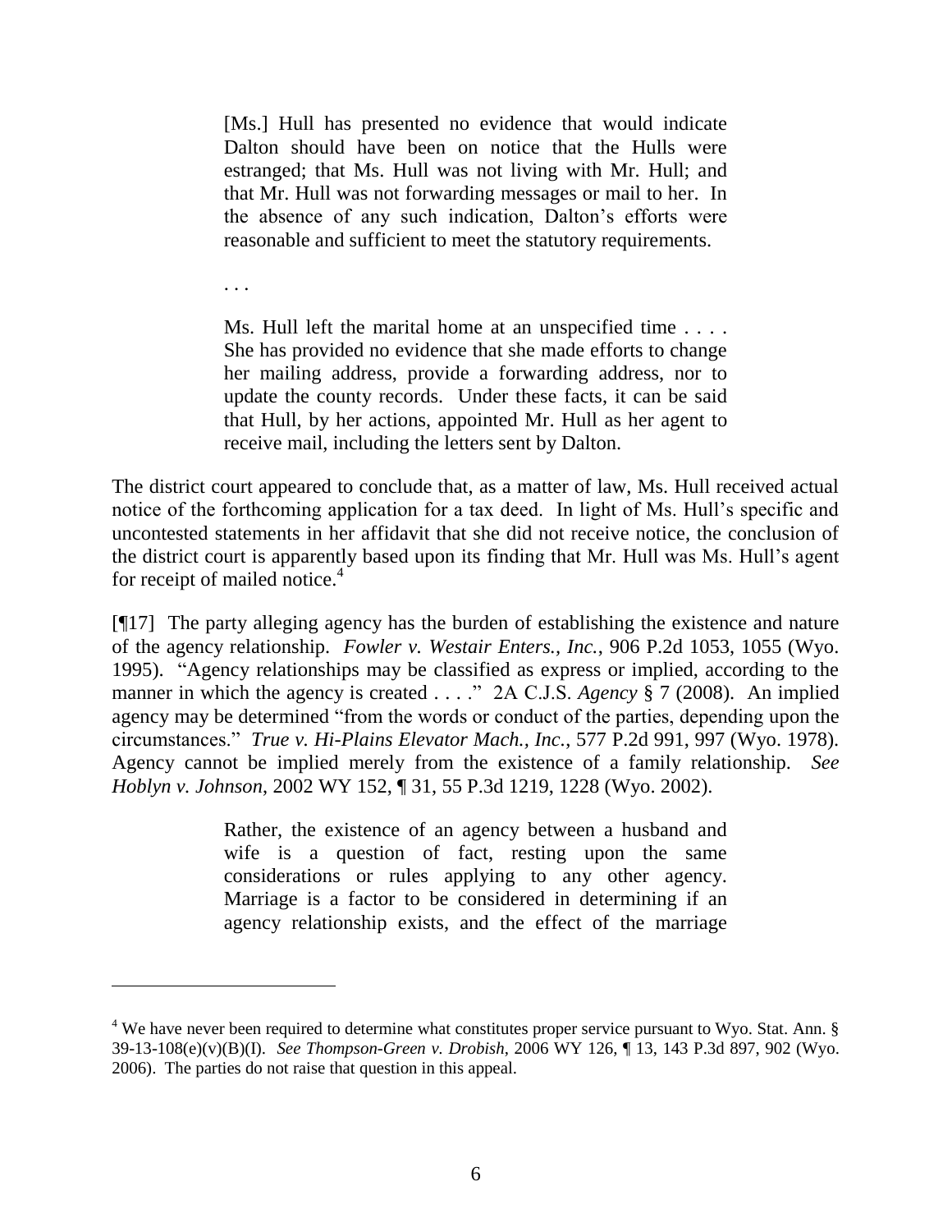> [Ms.] Hull has presented no evidence that would indicate Dalton should have been on notice that the Hulls were estranged; that Ms. Hull was not living with Mr. Hull; and that Mr. Hull was not forwarding messages or mail to her. In the absence of any such indication, Dalton's efforts were reasonable and sufficient to meet the statutory requirements.
>
> . . .
>
> Ms. Hull left the marital home at an unspecified time . . . . She has provided no evidence that she made efforts to change her mailing address, provide a forwarding address, nor to update the county records. Under these facts, it can be said that Hull, by her actions, appointed Mr. Hull as her agent to receive mail, including the letters sent by Dalton.

The district court appeared to conclude that, as a matter of law, Ms. Hull received actual notice of the forthcoming application for a tax deed. In light of Ms. Hull's specific and uncontested statements in her affidavit that she did not receive notice, the conclusion of the district court is apparently based upon its finding that Mr. Hull was Ms. Hull's agent for receipt of mailed notice.[4]

[¶17] The party alleging agency has the burden of establishing the existence and nature of the agency relationship. *Fowler v. Westair Enters., Inc.*, 906 P.2d 1053, 1055 (Wyo. 1995). "Agency relationships may be classified as express or implied, according to the manner in which the agency is created . . . ." 2A C.J.S. *Agency* § 7 (2008). An implied agency may be determined "from the words or conduct of the parties, depending upon the circumstances." *True v. Hi-Plains Elevator Mach., Inc.*, 577 P.2d 991, 997 (Wyo. 1978). Agency cannot be implied merely from the existence of a family relationship. *See Hoblyn v. Johnson*, 2002 WY 152, ¶ 31, 55 P.3d 1219, 1228 (Wyo. 2002).

> Rather, the existence of an agency between a husband and wife is a question of fact, resting upon the same considerations or rules applying to any other agency. Marriage is a factor to be considered in determining if an agency relationship exists, and the effect of the marriage

---

[4] We have never been required to determine what constitutes proper service pursuant to Wyo. Stat. Ann. § 39-13-108(e)(v)(B)(I). *See Thompson-Green v. Drobish*, 2006 WY 126, ¶ 13, 143 P.3d 897, 902 (Wyo. 2006). The parties do not raise that question in this appeal.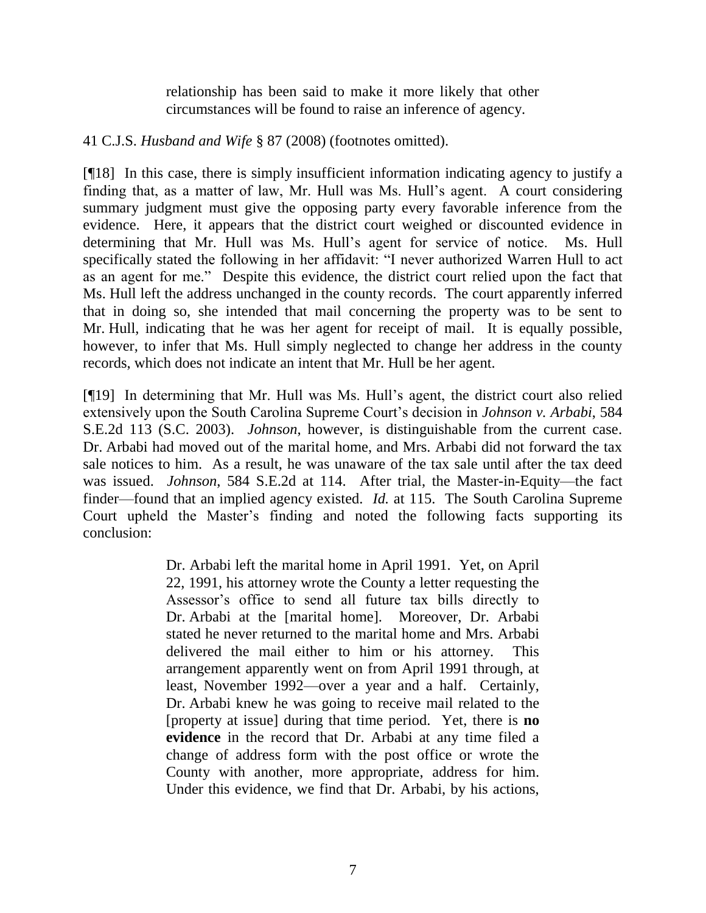> relationship has been said to make it more likely that other circumstances will be found to raise an inference of agency.

41 C.J.S. *Husband and Wife* § 87 (2008) (footnotes omitted).

[¶18] In this case, there is simply insufficient information indicating agency to justify a finding that, as a matter of law, Mr. Hull was Ms. Hull's agent. A court considering summary judgment must give the opposing party every favorable inference from the evidence. Here, it appears that the district court weighed or discounted evidence in determining that Mr. Hull was Ms. Hull's agent for service of notice. Ms. Hull specifically stated the following in her affidavit: "I never authorized Warren Hull to act as an agent for me." Despite this evidence, the district court relied upon the fact that Ms. Hull left the address unchanged in the county records. The court apparently inferred that in doing so, she intended that mail concerning the property was to be sent to Mr. Hull, indicating that he was her agent for receipt of mail. It is equally possible, however, to infer that Ms. Hull simply neglected to change her address in the county records, which does not indicate an intent that Mr. Hull be her agent.

[¶19] In determining that Mr. Hull was Ms. Hull's agent, the district court also relied extensively upon the South Carolina Supreme Court's decision in *Johnson v. Arbabi*, 584 S.E.2d 113 (S.C. 2003). *Johnson*, however, is distinguishable from the current case. Dr. Arbabi had moved out of the marital home, and Mrs. Arbabi did not forward the tax sale notices to him. As a result, he was unaware of the tax sale until after the tax deed was issued. *Johnson*, 584 S.E.2d at 114. After trial, the Master-in-Equity—the fact finder—found that an implied agency existed. *Id.* at 115. The South Carolina Supreme Court upheld the Master's finding and noted the following facts supporting its conclusion:

> Dr. Arbabi left the marital home in April 1991. Yet, on April 22, 1991, his attorney wrote the County a letter requesting the Assessor's office to send all future tax bills directly to Dr. Arbabi at the [marital home]. Moreover, Dr. Arbabi stated he never returned to the marital home and Mrs. Arbabi delivered the mail either to him or his attorney. This arrangement apparently went on from April 1991 through, at least, November 1992—over a year and a half. Certainly, Dr. Arbabi knew he was going to receive mail related to the [property at issue] during that time period. Yet, there is **no evidence** in the record that Dr. Arbabi at any time filed a change of address form with the post office or wrote the County with another, more appropriate, address for him. Under this evidence, we find that Dr. Arbabi, by his actions,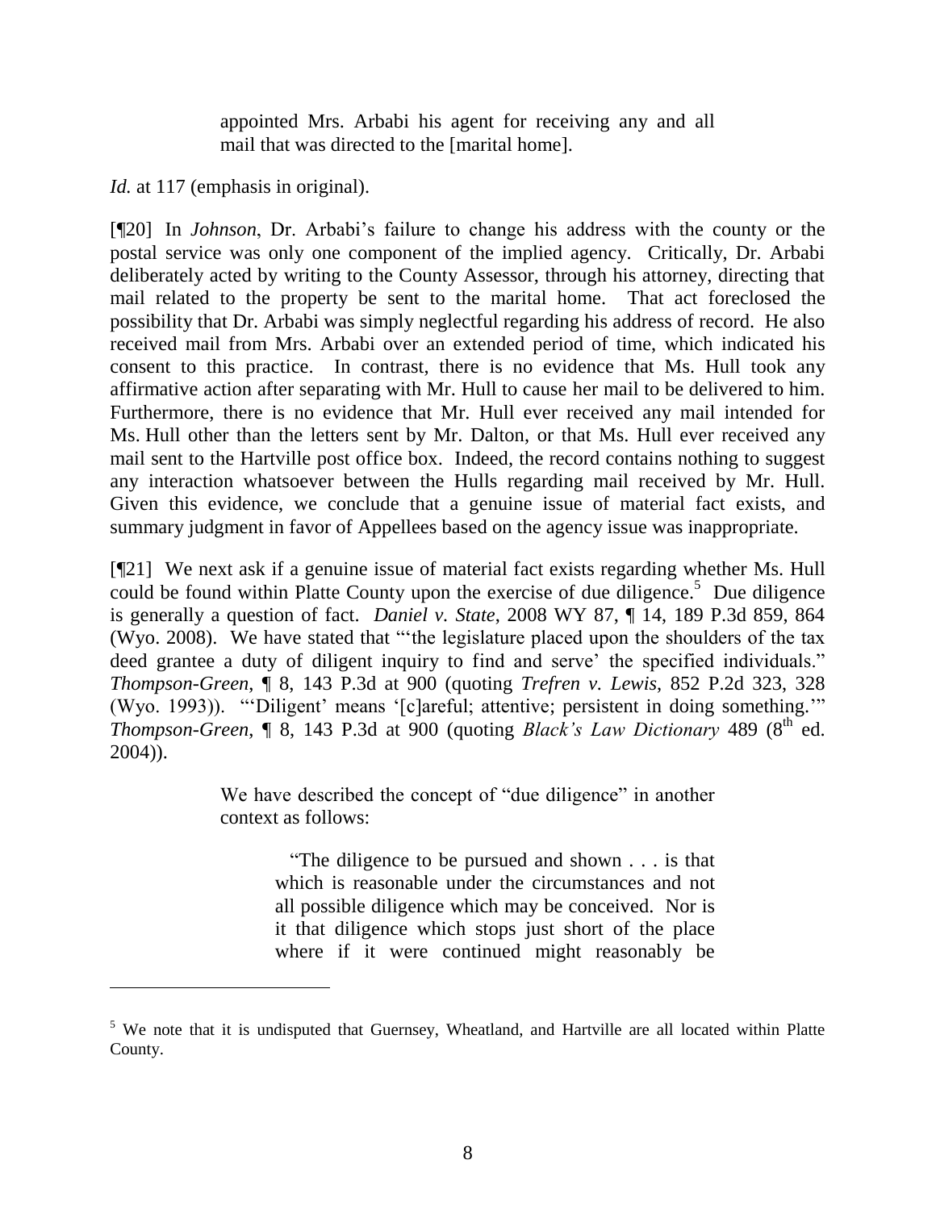> appointed Mrs. Arbabi his agent for receiving any and all mail that was directed to the [marital home].

*Id.* at 117 (emphasis in original).

[¶20] In *Johnson*, Dr. Arbabi's failure to change his address with the county or the postal service was only one component of the implied agency. Critically, Dr. Arbabi deliberately acted by writing to the County Assessor, through his attorney, directing that mail related to the property be sent to the marital home. That act foreclosed the possibility that Dr. Arbabi was simply neglectful regarding his address of record. He also received mail from Mrs. Arbabi over an extended period of time, which indicated his consent to this practice. In contrast, there is no evidence that Ms. Hull took any affirmative action after separating with Mr. Hull to cause her mail to be delivered to him. Furthermore, there is no evidence that Mr. Hull ever received any mail intended for Ms. Hull other than the letters sent by Mr. Dalton, or that Ms. Hull ever received any mail sent to the Hartville post office box. Indeed, the record contains nothing to suggest any interaction whatsoever between the Hulls regarding mail received by Mr. Hull. Given this evidence, we conclude that a genuine issue of material fact exists, and summary judgment in favor of Appellees based on the agency issue was inappropriate.

[¶21] We next ask if a genuine issue of material fact exists regarding whether Ms. Hull could be found within Platte County upon the exercise of due diligence.[5] Due diligence is generally a question of fact. *Daniel v. State*, 2008 WY 87, ¶ 14, 189 P.3d 859, 864 (Wyo. 2008). We have stated that "'the legislature placed upon the shoulders of the tax deed grantee a duty of diligent inquiry to find and serve' the specified individuals." *Thompson-Green*, ¶ 8, 143 P.3d at 900 (quoting *Trefren v. Lewis*, 852 P.2d 323, 328 (Wyo. 1993)). "'Diligent' means '[c]areful; attentive; persistent in doing something.'" *Thompson-Green*, ¶ 8, 143 P.3d at 900 (quoting *Black's Law Dictionary* 489 (8th ed. 2004)).

> We have described the concept of "due diligence" in another context as follows:
>
> > "The diligence to be pursued and shown . . . is that which is reasonable under the circumstances and not all possible diligence which may be conceived. Nor is it that diligence which stops just short of the place where if it were continued might reasonably be

---

[5] We note that it is undisputed that Guernsey, Wheatland, and Hartville are all located within Platte County.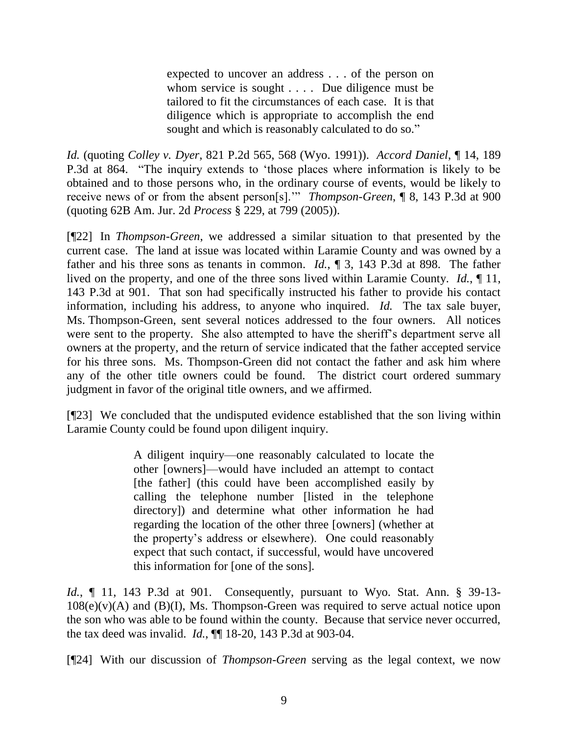> expected to uncover an address . . . of the person on whom service is sought . . . . Due diligence must be tailored to fit the circumstances of each case. It is that diligence which is appropriate to accomplish the end sought and which is reasonably calculated to do so."

*Id.* (quoting *Colley v. Dyer*, 821 P.2d 565, 568 (Wyo. 1991)). *Accord Daniel*, ¶ 14, 189 P.3d at 864. "The inquiry extends to 'those places where information is likely to be obtained and to those persons who, in the ordinary course of events, would be likely to receive news of or from the absent person[s].'" *Thompson-Green*, ¶ 8, 143 P.3d at 900 (quoting 62B Am. Jur. 2d *Process* § 229, at 799 (2005)).

[¶22] In *Thompson-Green*, we addressed a similar situation to that presented by the current case. The land at issue was located within Laramie County and was owned by a father and his three sons as tenants in common. *Id.*, ¶ 3, 143 P.3d at 898. The father lived on the property, and one of the three sons lived within Laramie County. *Id.*, ¶ 11, 143 P.3d at 901. That son had specifically instructed his father to provide his contact information, including his address, to anyone who inquired. *Id.* The tax sale buyer, Ms. Thompson-Green, sent several notices addressed to the four owners. All notices were sent to the property. She also attempted to have the sheriff's department serve all owners at the property, and the return of service indicated that the father accepted service for his three sons. Ms. Thompson-Green did not contact the father and ask him where any of the other title owners could be found. The district court ordered summary judgment in favor of the original title owners, and we affirmed.

[¶23] We concluded that the undisputed evidence established that the son living within Laramie County could be found upon diligent inquiry.

> A diligent inquiry—one reasonably calculated to locate the other [owners]—would have included an attempt to contact [the father] (this could have been accomplished easily by calling the telephone number [listed in the telephone directory]) and determine what other information he had regarding the location of the other three [owners] (whether at the property's address or elsewhere). One could reasonably expect that such contact, if successful, would have uncovered this information for [one of the sons].

*Id.*, ¶ 11, 143 P.3d at 901. Consequently, pursuant to Wyo. Stat. Ann. § 39-13-108(e)(v)(A) and (B)(I), Ms. Thompson-Green was required to serve actual notice upon the son who was able to be found within the county. Because that service never occurred, the tax deed was invalid. *Id.*, ¶¶ 18-20, 143 P.3d at 903-04.

[¶24] With our discussion of *Thompson-Green* serving as the legal context, we now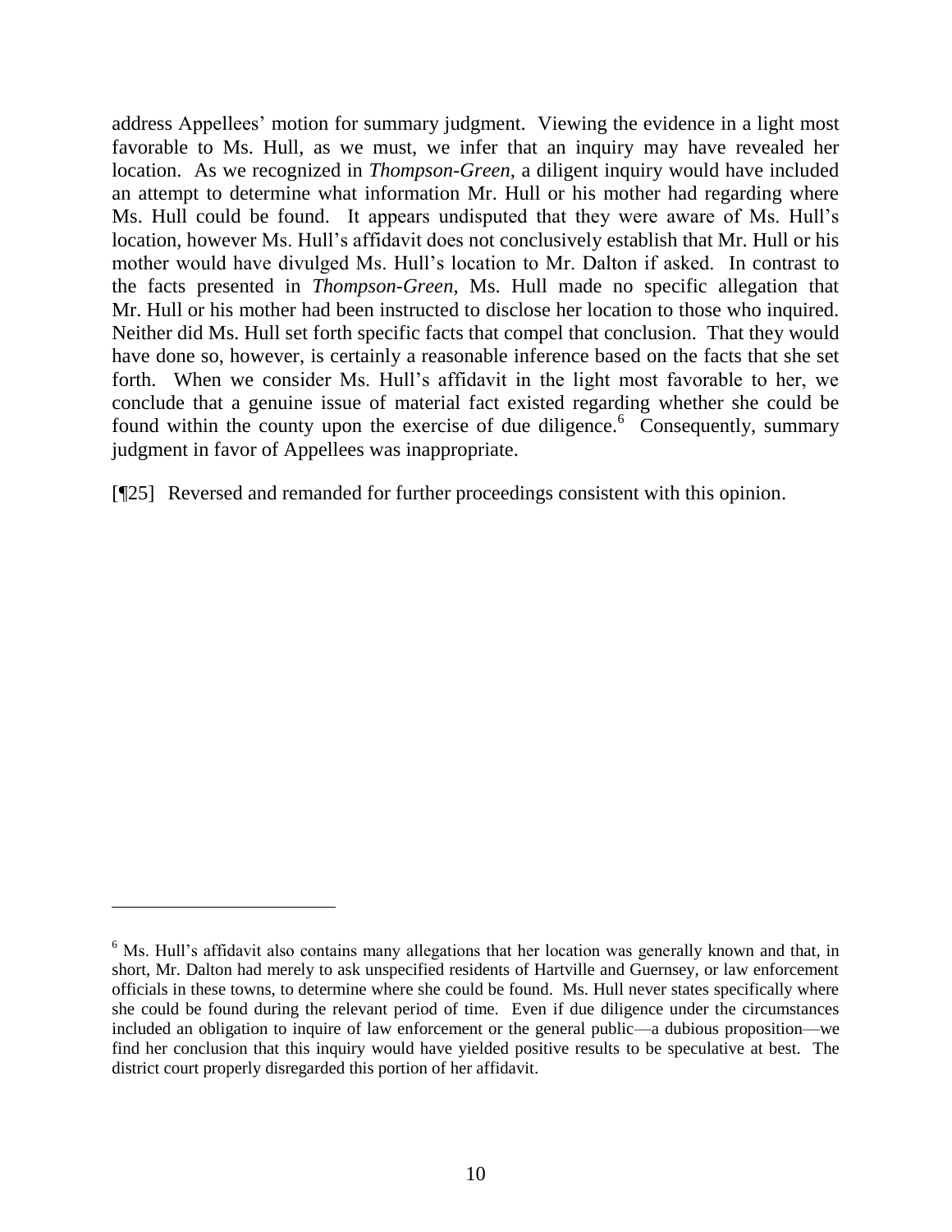address Appellees' motion for summary judgment. Viewing the evidence in a light most favorable to Ms. Hull, as we must, we infer that an inquiry may have revealed her location. As we recognized in *Thompson-Green*, a diligent inquiry would have included an attempt to determine what information Mr. Hull or his mother had regarding where Ms. Hull could be found. It appears undisputed that they were aware of Ms. Hull's location, however Ms. Hull's affidavit does not conclusively establish that Mr. Hull or his mother would have divulged Ms. Hull's location to Mr. Dalton if asked. In contrast to the facts presented in *Thompson-Green*, Ms. Hull made no specific allegation that Mr. Hull or his mother had been instructed to disclose her location to those who inquired. Neither did Ms. Hull set forth specific facts that compel that conclusion. That they would have done so, however, is certainly a reasonable inference based on the facts that she set forth. When we consider Ms. Hull's affidavit in the light most favorable to her, we conclude that a genuine issue of material fact existed regarding whether she could be found within the county upon the exercise of due diligence.[6] Consequently, summary judgment in favor of Appellees was inappropriate.

[¶25] Reversed and remanded for further proceedings consistent with this opinion.

---

[6] Ms. Hull's affidavit also contains many allegations that her location was generally known and that, in short, Mr. Dalton had merely to ask unspecified residents of Hartville and Guernsey, or law enforcement officials in these towns, to determine where she could be found. Ms. Hull never states specifically where she could be found during the relevant period of time. Even if due diligence under the circumstances included an obligation to inquire of law enforcement or the general public—a dubious proposition—we find her conclusion that this inquiry would have yielded positive results to be speculative at best. The district court properly disregarded this portion of her affidavit.